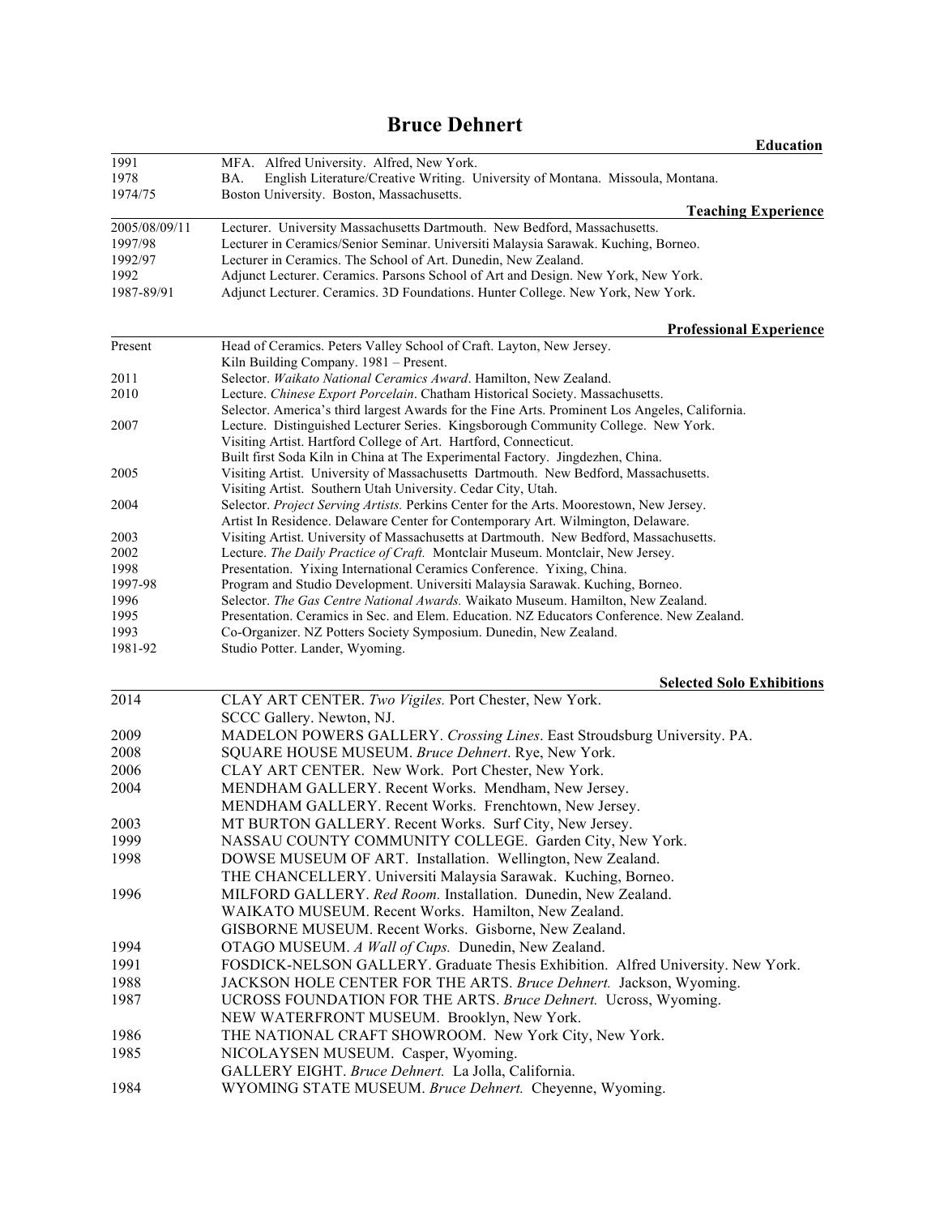# Bruce Dehnert

## Education

| | |
|---|---|
| 1991 | MFA. Alfred University. Alfred, New York. |
| 1978 | BA. English Literature/Creative Writing. University of Montana. Missoula, Montana. |
| 1974/75 | Boston University. Boston, Massachusetts. |

## Teaching Experience

| | |
|---|---|
| 2005/08/09/11 | Lecturer. University Massachusetts Dartmouth. New Bedford, Massachusetts. |
| 1997/98 | Lecturer in Ceramics/Senior Seminar. Universiti Malaysia Sarawak. Kuching, Borneo. |
| 1992/97 | Lecturer in Ceramics. The School of Art. Dunedin, New Zealand. |
| 1992 | Adjunct Lecturer. Ceramics. Parsons School of Art and Design. New York, New York. |
| 1987-89/91 | Adjunct Lecturer. Ceramics. 3D Foundations. Hunter College. New York, New York. |

## Professional Experience

| | |
|---|---|
| Present | Head of Ceramics. Peters Valley School of Craft. Layton, New Jersey. |
| | Kiln Building Company. 1981 – Present. |
| 2011 | Selector. *Waikato National Ceramics Award*. Hamilton, New Zealand. |
| 2010 | Lecture. *Chinese Export Porcelain*. Chatham Historical Society. Massachusetts. |
| | Selector. America's third largest Awards for the Fine Arts. Prominent Los Angeles, California. |
| 2007 | Lecture. Distinguished Lecturer Series. Kingsborough Community College. New York. |
| | Visiting Artist. Hartford College of Art. Hartford, Connecticut. |
| | Built first Soda Kiln in China at The Experimental Factory. Jingdezhen, China. |
| 2005 | Visiting Artist. University of Massachusetts Dartmouth. New Bedford, Massachusetts. |
| | Visiting Artist. Southern Utah University. Cedar City, Utah. |
| 2004 | Selector. *Project Serving Artists.* Perkins Center for the Arts. Moorestown, New Jersey. |
| | Artist In Residence. Delaware Center for Contemporary Art. Wilmington, Delaware. |
| 2003 | Visiting Artist. University of Massachusetts at Dartmouth. New Bedford, Massachusetts. |
| 2002 | Lecture. *The Daily Practice of Craft.* Montclair Museum. Montclair, New Jersey. |
| 1998 | Presentation. Yixing International Ceramics Conference. Yixing, China. |
| 1997-98 | Program and Studio Development. Universiti Malaysia Sarawak. Kuching, Borneo. |
| 1996 | Selector. *The Gas Centre National Awards.* Waikato Museum. Hamilton, New Zealand. |
| 1995 | Presentation. Ceramics in Sec. and Elem. Education. NZ Educators Conference. New Zealand. |
| 1993 | Co-Organizer. NZ Potters Society Symposium. Dunedin, New Zealand. |
| 1981-92 | Studio Potter. Lander, Wyoming. |

## Selected Solo Exhibitions

| | |
|---|---|
| 2014 | CLAY ART CENTER. *Two Vigiles.* Port Chester, New York. |
| | SCCC Gallery. Newton, NJ. |
| 2009 | MADELON POWERS GALLERY. *Crossing Lines*. East Stroudsburg University. PA. |
| 2008 | SQUARE HOUSE MUSEUM. *Bruce Dehnert*. Rye, New York. |
| 2006 | CLAY ART CENTER. New Work. Port Chester, New York. |
| 2004 | MENDHAM GALLERY. Recent Works. Mendham, New Jersey. |
| | MENDHAM GALLERY. Recent Works. Frenchtown, New Jersey. |
| 2003 | MT BURTON GALLERY. Recent Works. Surf City, New Jersey. |
| 1999 | NASSAU COUNTY COMMUNITY COLLEGE. Garden City, New York. |
| 1998 | DOWSE MUSEUM OF ART. Installation. Wellington, New Zealand. |
| | THE CHANCELLERY. Universiti Malaysia Sarawak. Kuching, Borneo. |
| 1996 | MILFORD GALLERY. *Red Room.* Installation. Dunedin, New Zealand. |
| | WAIKATO MUSEUM. Recent Works. Hamilton, New Zealand. |
| | GISBORNE MUSEUM. Recent Works. Gisborne, New Zealand. |
| 1994 | OTAGO MUSEUM. *A Wall of Cups.* Dunedin, New Zealand. |
| 1991 | FOSDICK-NELSON GALLERY. Graduate Thesis Exhibition. Alfred University. New York. |
| 1988 | JACKSON HOLE CENTER FOR THE ARTS. *Bruce Dehnert.* Jackson, Wyoming. |
| 1987 | UCROSS FOUNDATION FOR THE ARTS. *Bruce Dehnert.* Ucross, Wyoming. |
| | NEW WATERFRONT MUSEUM. Brooklyn, New York. |
| 1986 | THE NATIONAL CRAFT SHOWROOM. New York City, New York. |
| 1985 | NICOLAYSEN MUSEUM. Casper, Wyoming. |
| | GALLERY EIGHT. *Bruce Dehnert.* La Jolla, California. |
| 1984 | WYOMING STATE MUSEUM. *Bruce Dehnert.* Cheyenne, Wyoming. |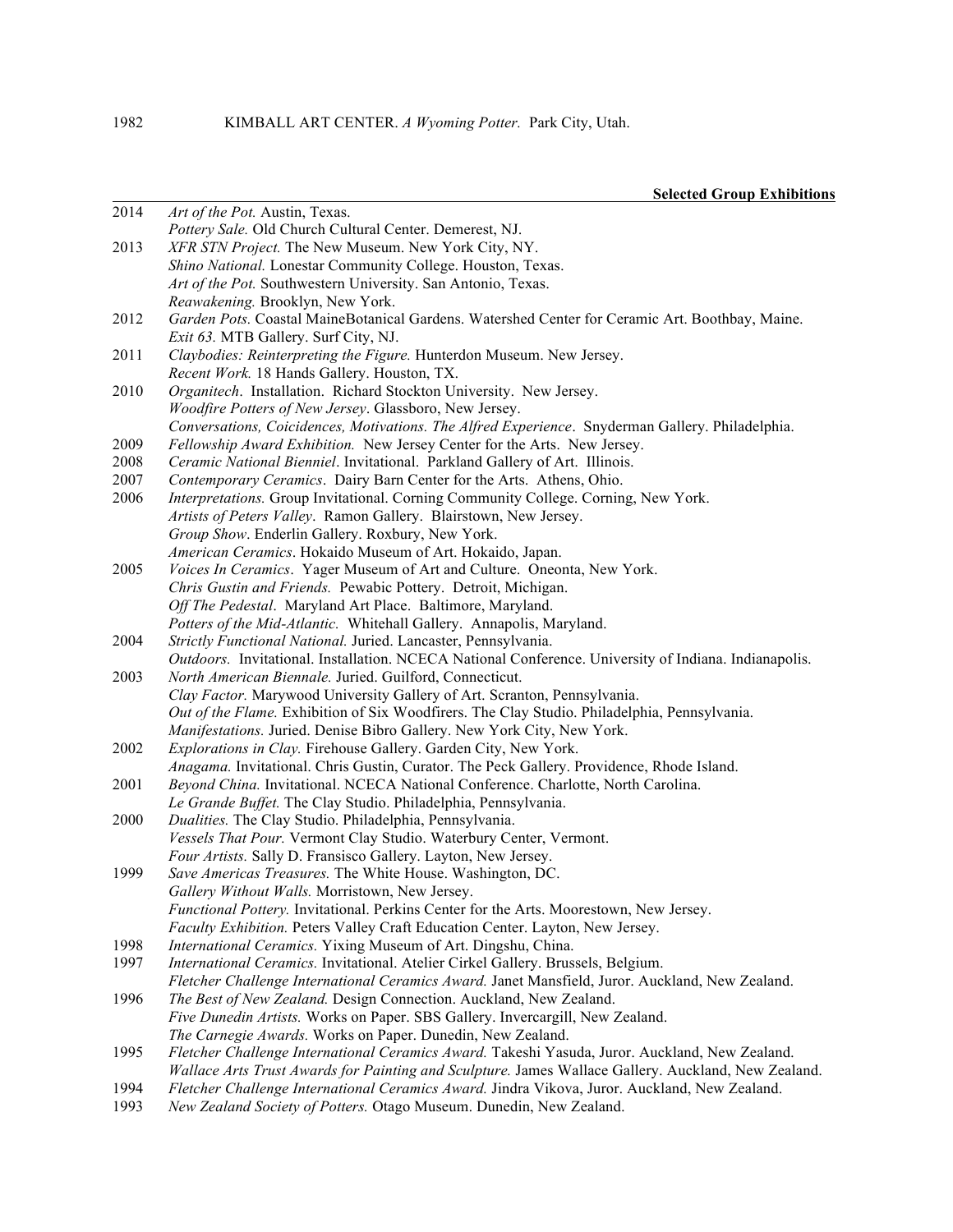1982 KIMBALL ART CENTER. *A Wyoming Potter.* Park City, Utah.

**Selected Group Exhibitions**

| | |
|---|---|
| 2014 | *Art of the Pot.* Austin, Texas. |
| | *Pottery Sale.* Old Church Cultural Center. Demerest, NJ. |
| 2013 | *XFR STN Project.* The New Museum. New York City, NY. |
| | *Shino National.* Lonestar Community College. Houston, Texas. |
| | *Art of the Pot.* Southwestern University. San Antonio, Texas. |
| | *Reawakening.* Brooklyn, New York. |
| 2012 | *Garden Pots.* Coastal MaineBotanical Gardens. Watershed Center for Ceramic Art. Boothbay, Maine. |
| | *Exit 63.* MTB Gallery. Surf City, NJ. |
| 2011 | *Claybodies: Reinterpreting the Figure.* Hunterdon Museum. New Jersey. |
| | *Recent Work.* 18 Hands Gallery. Houston, TX. |
| 2010 | *Organitech*. Installation. Richard Stockton University. New Jersey. |
| | *Woodfire Potters of New Jersey*. Glassboro, New Jersey. |
| | *Conversations, Coicidences, Motivations. The Alfred Experience*. Snyderman Gallery. Philadelphia. |
| 2009 | *Fellowship Award Exhibition.* New Jersey Center for the Arts. New Jersey. |
| 2008 | *Ceramic National Bienniel*. Invitational. Parkland Gallery of Art. Illinois. |
| 2007 | *Contemporary Ceramics*. Dairy Barn Center for the Arts. Athens, Ohio. |
| 2006 | *Interpretations.* Group Invitational. Corning Community College. Corning, New York. |
| | *Artists of Peters Valley*. Ramon Gallery. Blairstown, New Jersey. |
| | *Group Show*. Enderlin Gallery. Roxbury, New York. |
| | *American Ceramics*. Hokaido Museum of Art. Hokaido, Japan. |
| 2005 | *Voices In Ceramics*. Yager Museum of Art and Culture. Oneonta, New York. |
| | *Chris Gustin and Friends.* Pewabic Pottery. Detroit, Michigan. |
| | *Off The Pedestal*. Maryland Art Place. Baltimore, Maryland. |
| | *Potters of the Mid-Atlantic.* Whitehall Gallery. Annapolis, Maryland. |
| 2004 | *Strictly Functional National.* Juried. Lancaster, Pennsylvania. |
| | *Outdoors.* Invitational. Installation. NCECA National Conference. University of Indiana. Indianapolis. |
| 2003 | *North American Biennale.* Juried. Guilford, Connecticut. |
| | *Clay Factor.* Marywood University Gallery of Art. Scranton, Pennsylvania. |
| | *Out of the Flame.* Exhibition of Six Woodfirers. The Clay Studio. Philadelphia, Pennsylvania. |
| | *Manifestations.* Juried. Denise Bibro Gallery. New York City, New York. |
| 2002 | *Explorations in Clay.* Firehouse Gallery. Garden City, New York. |
| | *Anagama.* Invitational. Chris Gustin, Curator. The Peck Gallery. Providence, Rhode Island. |
| 2001 | *Beyond China.* Invitational. NCECA National Conference. Charlotte, North Carolina. |
| | *Le Grande Buffet.* The Clay Studio. Philadelphia, Pennsylvania. |
| 2000 | *Dualities.* The Clay Studio. Philadelphia, Pennsylvania. |
| | *Vessels That Pour.* Vermont Clay Studio. Waterbury Center, Vermont. |
| | *Four Artists.* Sally D. Fransisco Gallery. Layton, New Jersey. |
| 1999 | *Save Americas Treasures.* The White House. Washington, DC. |
| | *Gallery Without Walls.* Morristown, New Jersey. |
| | *Functional Pottery.* Invitational. Perkins Center for the Arts. Moorestown, New Jersey. |
| | *Faculty Exhibition.* Peters Valley Craft Education Center. Layton, New Jersey. |
| 1998 | *International Ceramics.* Yixing Museum of Art. Dingshu, China. |
| 1997 | *International Ceramics.* Invitational. Atelier Cirkel Gallery. Brussels, Belgium. |
| | *Fletcher Challenge International Ceramics Award.* Janet Mansfield, Juror. Auckland, New Zealand. |
| 1996 | *The Best of New Zealand.* Design Connection. Auckland, New Zealand. |
| | *Five Dunedin Artists.* Works on Paper. SBS Gallery. Invercargill, New Zealand. |
| | *The Carnegie Awards.* Works on Paper. Dunedin, New Zealand. |
| 1995 | *Fletcher Challenge International Ceramics Award.* Takeshi Yasuda, Juror. Auckland, New Zealand. |
| | *Wallace Arts Trust Awards for Painting and Sculpture.* James Wallace Gallery. Auckland, New Zealand. |
| 1994 | *Fletcher Challenge International Ceramics Award.* Jindra Vikova, Juror. Auckland, New Zealand. |
| 1993 | *New Zealand Society of Potters.* Otago Museum. Dunedin, New Zealand. |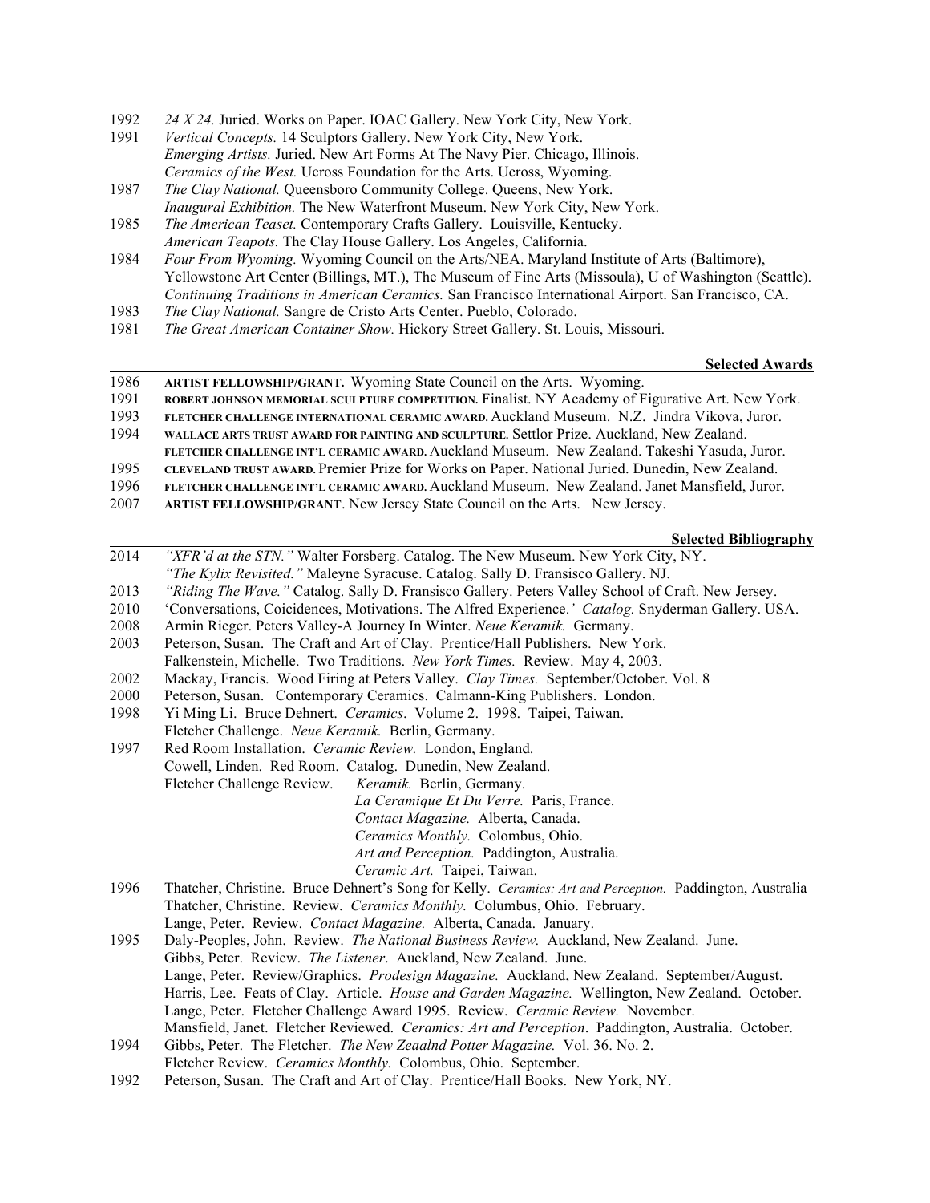1992 *24 X 24.* Juried. Works on Paper. IOAC Gallery. New York City, New York.

1991 *Vertical Concepts.* 14 Sculptors Gallery. New York City, New York.
*Emerging Artists.* Juried. New Art Forms At The Navy Pier. Chicago, Illinois.
*Ceramics of the West.* Ucross Foundation for the Arts. Ucross, Wyoming.

1987 *The Clay National.* Queensboro Community College. Queens, New York.
*Inaugural Exhibition.* The New Waterfront Museum. New York City, New York.

1985 *The American Teaset.* Contemporary Crafts Gallery. Louisville, Kentucky.
*American Teapots.* The Clay House Gallery. Los Angeles, California.

1984 *Four From Wyoming.* Wyoming Council on the Arts/NEA. Maryland Institute of Arts (Baltimore), Yellowstone Art Center (Billings, MT.), The Museum of Fine Arts (Missoula), U of Washington (Seattle).
*Continuing Traditions in American Ceramics.* San Francisco International Airport. San Francisco, CA.

1983 *The Clay National.* Sangre de Cristo Arts Center. Pueblo, Colorado.

1981 *The Great American Container Show.* Hickory Street Gallery. St. Louis, Missouri.

## Selected Awards

1986 **ARTIST FELLOWSHIP/GRANT.** Wyoming State Council on the Arts. Wyoming.

1991 **ROBERT JOHNSON MEMORIAL SCULPTURE COMPETITION.** Finalist. NY Academy of Figurative Art. New York.

1993 **FLETCHER CHALLENGE INTERNATIONAL CERAMIC AWARD.** Auckland Museum. N.Z. Jindra Vikova, Juror.

1994 **WALLACE ARTS TRUST AWARD FOR PAINTING AND SCULPTURE.** Settlor Prize. Auckland, New Zealand.
**FLETCHER CHALLENGE INT'L CERAMIC AWARD.** Auckland Museum. New Zealand. Takeshi Yasuda, Juror.

1995 **CLEVELAND TRUST AWARD.** Premier Prize for Works on Paper. National Juried. Dunedin, New Zealand.

1996 **FLETCHER CHALLENGE INT'L CERAMIC AWARD.** Auckland Museum. New Zealand. Janet Mansfield, Juror.

2007 **ARTIST FELLOWSHIP/GRANT**. New Jersey State Council on the Arts. New Jersey.

## Selected Bibliography

2014 *"XFR'd at the STN."* Walter Forsberg. Catalog. The New Museum. New York City, NY.
*"The Kylix Revisited."* Maleyne Syracuse. Catalog. Sally D. Fransisco Gallery. NJ.

2013 *"Riding The Wave."* Catalog. Sally D. Fransisco Gallery. Peters Valley School of Craft. New Jersey.

2010 'Conversations, Coicidences, Motivations. The Alfred Experience.' *Catalog.* Snyderman Gallery. USA.

2008 Armin Rieger. Peters Valley-A Journey In Winter. *Neue Keramik.* Germany.

2003 Peterson, Susan. The Craft and Art of Clay. Prentice/Hall Publishers. New York.
Falkenstein, Michelle. Two Traditions. *New York Times.* Review. May 4, 2003.

2002 Mackay, Francis. Wood Firing at Peters Valley. *Clay Times.* September/October. Vol. 8

2000 Peterson, Susan. Contemporary Ceramics. Calmann-King Publishers. London.

1998 Yi Ming Li. Bruce Dehnert. *Ceramics*. Volume 2. 1998. Taipei, Taiwan.
Fletcher Challenge. *Neue Keramik.* Berlin, Germany.

1997 Red Room Installation. *Ceramic Review.* London, England.
Cowell, Linden. Red Room. Catalog. Dunedin, New Zealand.
Fletcher Challenge Review. *Keramik.* Berlin, Germany.
*La Ceramique Et Du Verre.* Paris, France.
*Contact Magazine.* Alberta, Canada.
*Ceramics Monthly.* Colombus, Ohio.
*Art and Perception.* Paddington, Australia.
*Ceramic Art.* Taipei, Taiwan.

1996 Thatcher, Christine. Bruce Dehnert's Song for Kelly. *Ceramics: Art and Perception.* Paddington, Australia
Thatcher, Christine. Review. *Ceramics Monthly.* Columbus, Ohio. February.
Lange, Peter. Review. *Contact Magazine.* Alberta, Canada. January.

1995 Daly-Peoples, John. Review. *The National Business Review.* Auckland, New Zealand. June.
Gibbs, Peter. Review. *The Listener*. Auckland, New Zealand. June.
Lange, Peter. Review/Graphics. *Prodesign Magazine.* Auckland, New Zealand. September/August.
Harris, Lee. Feats of Clay. Article. *House and Garden Magazine.* Wellington, New Zealand. October.
Lange, Peter. Fletcher Challenge Award 1995. Review. *Ceramic Review.* November.
Mansfield, Janet. Fletcher Reviewed. *Ceramics: Art and Perception*. Paddington, Australia. October.

1994 Gibbs, Peter. The Fletcher. *The New Zeaalnd Potter Magazine.* Vol. 36. No. 2.
Fletcher Review. *Ceramics Monthly.* Colombus, Ohio. September.

1992 Peterson, Susan. The Craft and Art of Clay. Prentice/Hall Books. New York, NY.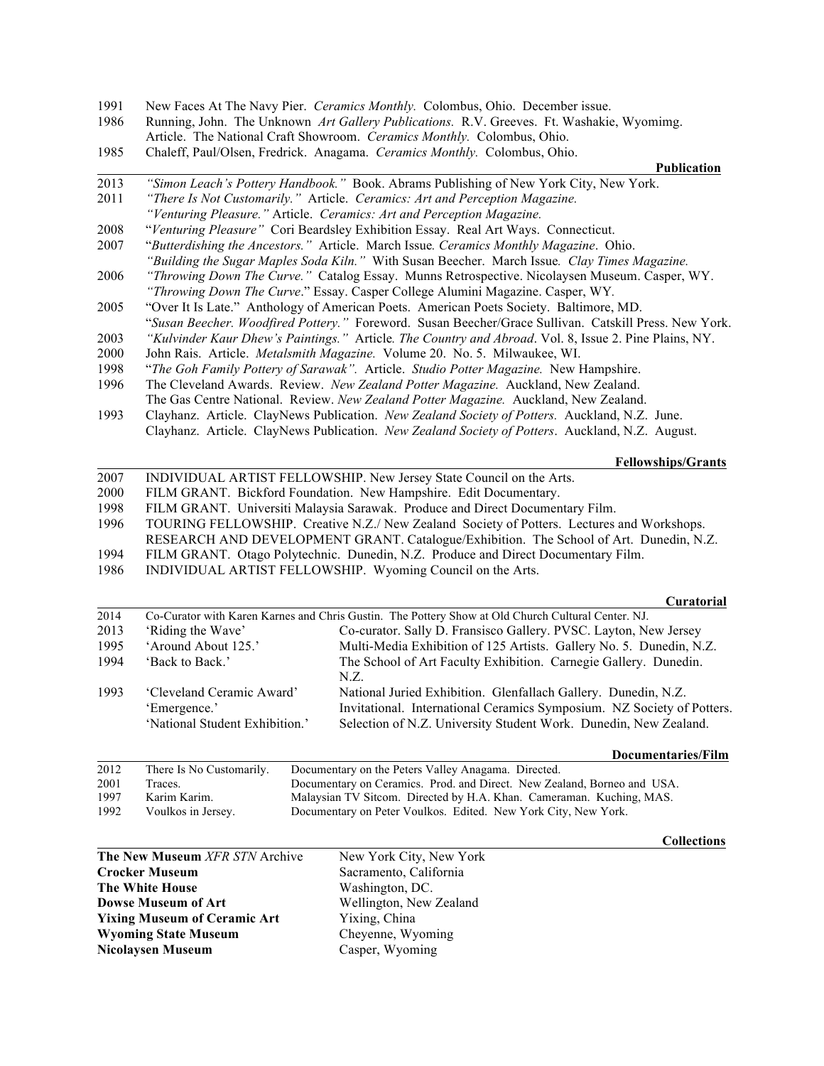| | |
|---|---|
| 1991 | New Faces At The Navy Pier. *Ceramics Monthly.* Colombus, Ohio. December issue. |
| 1986 | Running, John. The Unknown *Art Gallery Publications.* R.V. Greeves. Ft. Washakie, Wyomimg. |
| | Article. The National Craft Showroom. *Ceramics Monthly.* Colombus, Ohio. |
| 1985 | Chaleff, Paul/Olsen, Fredrick. Anagama. *Ceramics Monthly.* Colombus, Ohio. |

## Publication

| | |
|---|---|
| 2013 | *"Simon Leach's Pottery Handbook."* Book. Abrams Publishing of New York City, New York. |
| 2011 | *"There Is Not Customarily."* Article. *Ceramics: Art and Perception Magazine.* |
| | *"Venturing Pleasure."* Article. *Ceramics: Art and Perception Magazine.* |
| 2008 | "*Venturing Pleasure"* Cori Beardsley Exhibition Essay. Real Art Ways. Connecticut. |
| 2007 | "*Butterdishing the Ancestors."* Article. March Issue. *Ceramics Monthly Magazine*. Ohio. |
| | *"Building the Sugar Maples Soda Kiln."* With Susan Beecher. March Issue. *Clay Times Magazine.* |
| 2006 | *"Throwing Down The Curve."* Catalog Essay. Munns Retrospective. Nicolaysen Museum. Casper, WY. |
| | *"Throwing Down The Curve*." Essay. Casper College Alumini Magazine. Casper, WY. |
| 2005 | "Over It Is Late." Anthology of American Poets. American Poets Society. Baltimore, MD. |
| | "*Susan Beecher. Woodfired Pottery."* Foreword. Susan Beecher/Grace Sullivan. Catskill Press. New York. |
| 2003 | *"Kulvinder Kaur Dhew's Paintings."* Article*. The Country and Abroad*. Vol. 8, Issue 2. Pine Plains, NY. |
| 2000 | John Rais. Article. *Metalsmith Magazine.* Volume 20. No. 5. Milwaukee, WI. |
| 1998 | "*The Goh Family Pottery of Sarawak".* Article. *Studio Potter Magazine.* New Hampshire. |
| 1996 | The Cleveland Awards. Review. *New Zealand Potter Magazine.* Auckland, New Zealand. |
| | The Gas Centre National. Review. *New Zealand Potter Magazine.* Auckland, New Zealand. |
| 1993 | Clayhanz. Article. ClayNews Publication. *New Zealand Society of Potters.* Auckland, N.Z. June. |
| | Clayhanz. Article. ClayNews Publication. *New Zealand Society of Potters*. Auckland, N.Z. August. |

## Fellowships/Grants

| | |
|---|---|
| 2007 | INDIVIDUAL ARTIST FELLOWSHIP. New Jersey State Council on the Arts. |
| 2000 | FILM GRANT. Bickford Foundation. New Hampshire. Edit Documentary. |
| 1998 | FILM GRANT. Universiti Malaysia Sarawak. Produce and Direct Documentary Film. |
| 1996 | TOURING FELLOWSHIP. Creative N.Z./ New Zealand Society of Potters. Lectures and Workshops. |
| | RESEARCH AND DEVELOPMENT GRANT. Catalogue/Exhibition. The School of Art. Dunedin, N.Z. |
| 1994 | FILM GRANT. Otago Polytechnic. Dunedin, N.Z. Produce and Direct Documentary Film. |
| 1986 | INDIVIDUAL ARTIST FELLOWSHIP. Wyoming Council on the Arts. |

## Curatorial

| | | |
|---|---|---|
| 2014 | Co-Curator with Karen Karnes and Chris Gustin. The Pottery Show at Old Church Cultural Center. NJ. | |
| 2013 | 'Riding the Wave' | Co-curator. Sally D. Fransisco Gallery. PVSC. Layton, New Jersey |
| 1995 | 'Around About 125.' | Multi-Media Exhibition of 125 Artists. Gallery No. 5. Dunedin, N.Z. |
| 1994 | 'Back to Back.' | The School of Art Faculty Exhibition. Carnegie Gallery. Dunedin. N.Z. |
| 1993 | 'Cleveland Ceramic Award' | National Juried Exhibition. Glenfallach Gallery. Dunedin, N.Z. |
| | 'Emergence.' | Invitational. International Ceramics Symposium. NZ Society of Potters. |
| | 'National Student Exhibition.' | Selection of N.Z. University Student Work. Dunedin, New Zealand. |

## Documentaries/Film

| | | |
|---|---|---|
| 2012 | There Is No Customarily. | Documentary on the Peters Valley Anagama. Directed. |
| 2001 | Traces. | Documentary on Ceramics. Prod. and Direct. New Zealand, Borneo and USA. |
| 1997 | Karim Karim. | Malaysian TV Sitcom. Directed by H.A. Khan. Cameraman. Kuching, MAS. |
| 1992 | Voulkos in Jersey. | Documentary on Peter Voulkos. Edited. New York City, New York. |

## Collections

| | |
|---|---|
| **The New Museum** *XFR STN* Archive | New York City, New York |
| **Crocker Museum** | Sacramento, California |
| **The White House** | Washington, DC. |
| **Dowse Museum of Art** | Wellington, New Zealand |
| **Yixing Museum of Ceramic Art** | Yixing, China |
| **Wyoming State Museum** | Cheyenne, Wyoming |
| **Nicolaysen Museum** | Casper, Wyoming |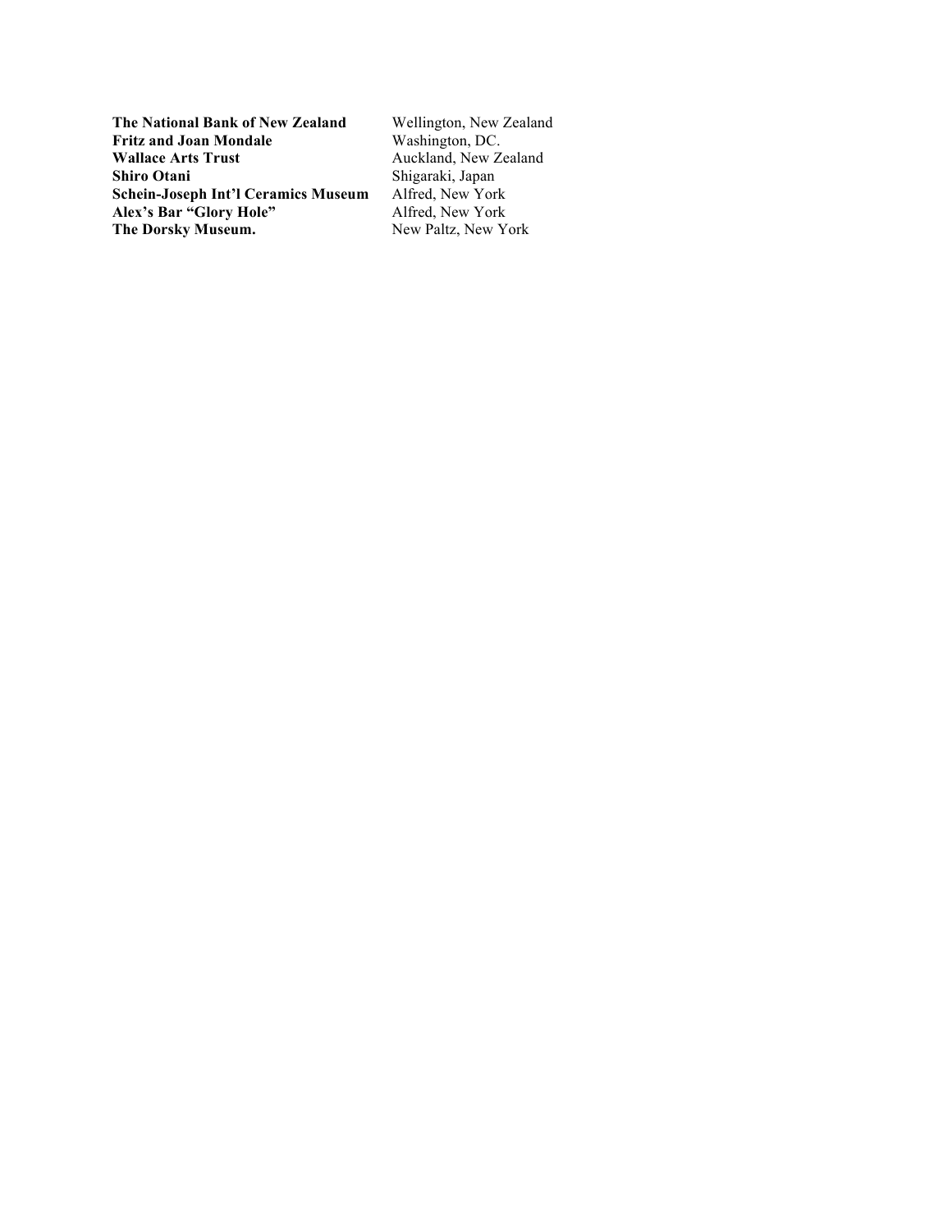| | |
|---|---|
| **The National Bank of New Zealand** | Wellington, New Zealand |
| **Fritz and Joan Mondale** | Washington, DC. |
| **Wallace Arts Trust** | Auckland, New Zealand |
| **Shiro Otani** | Shigaraki, Japan |
| **Schein-Joseph Int'l Ceramics Museum** | Alfred, New York |
| **Alex's Bar "Glory Hole"** | Alfred, New York |
| **The Dorsky Museum.** | New Paltz, New York |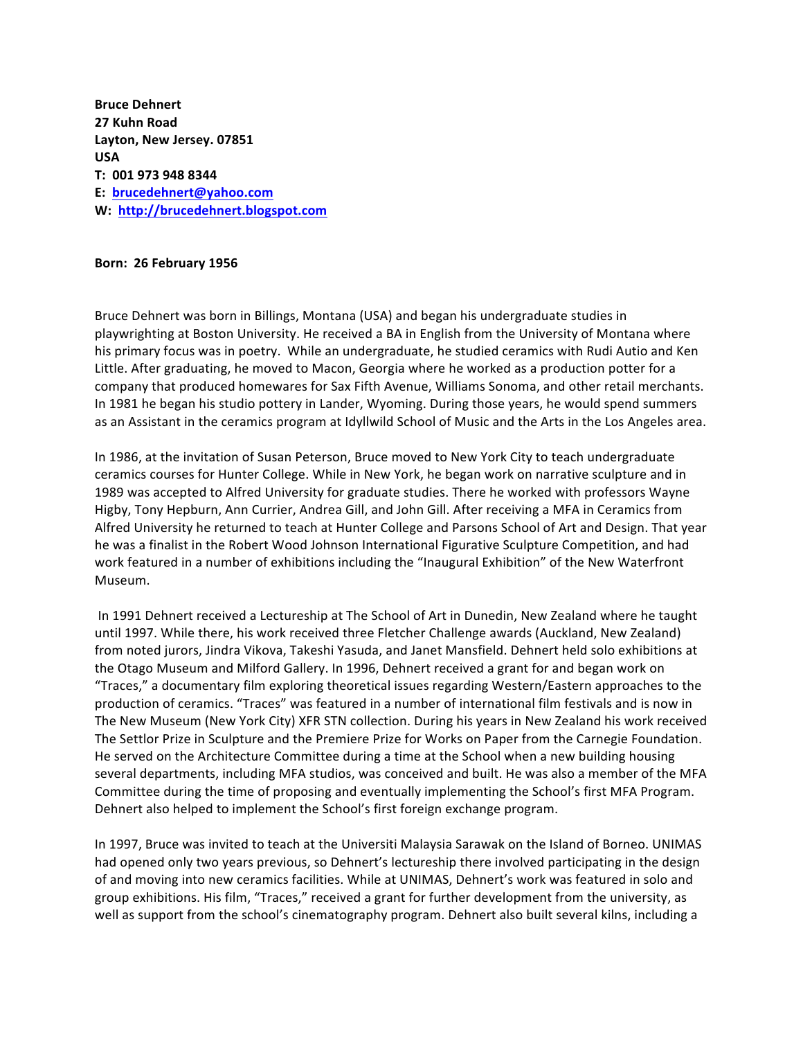**Bruce Dehnert**
**27 Kuhn Road**
**Layton, New Jersey. 07851**
**USA**
**T: 001 973 948 8344**
**E: [brucedehnert@yahoo.com](mailto:brucedehnert@yahoo.com)**
**W: [http://brucedehnert.blogspot.com](http://brucedehnert.blogspot.com)**

**Born: 26 February 1956**

Bruce Dehnert was born in Billings, Montana (USA) and began his undergraduate studies in playwrighting at Boston University. He received a BA in English from the University of Montana where his primary focus was in poetry. While an undergraduate, he studied ceramics with Rudi Autio and Ken Little. After graduating, he moved to Macon, Georgia where he worked as a production potter for a company that produced homewares for Sax Fifth Avenue, Williams Sonoma, and other retail merchants. In 1981 he began his studio pottery in Lander, Wyoming. During those years, he would spend summers as an Assistant in the ceramics program at Idyllwild School of Music and the Arts in the Los Angeles area.

In 1986, at the invitation of Susan Peterson, Bruce moved to New York City to teach undergraduate ceramics courses for Hunter College. While in New York, he began work on narrative sculpture and in 1989 was accepted to Alfred University for graduate studies. There he worked with professors Wayne Higby, Tony Hepburn, Ann Currier, Andrea Gill, and John Gill. After receiving a MFA in Ceramics from Alfred University he returned to teach at Hunter College and Parsons School of Art and Design. That year he was a finalist in the Robert Wood Johnson International Figurative Sculpture Competition, and had work featured in a number of exhibitions including the "Inaugural Exhibition" of the New Waterfront Museum.

In 1991 Dehnert received a Lectureship at The School of Art in Dunedin, New Zealand where he taught until 1997. While there, his work received three Fletcher Challenge awards (Auckland, New Zealand) from noted jurors, Jindra Vikova, Takeshi Yasuda, and Janet Mansfield. Dehnert held solo exhibitions at the Otago Museum and Milford Gallery. In 1996, Dehnert received a grant for and began work on "Traces," a documentary film exploring theoretical issues regarding Western/Eastern approaches to the production of ceramics. "Traces" was featured in a number of international film festivals and is now in The New Museum (New York City) XFR STN collection. During his years in New Zealand his work received The Settlor Prize in Sculpture and the Premiere Prize for Works on Paper from the Carnegie Foundation. He served on the Architecture Committee during a time at the School when a new building housing several departments, including MFA studios, was conceived and built. He was also a member of the MFA Committee during the time of proposing and eventually implementing the School's first MFA Program. Dehnert also helped to implement the School's first foreign exchange program.

In 1997, Bruce was invited to teach at the Universiti Malaysia Sarawak on the Island of Borneo. UNIMAS had opened only two years previous, so Dehnert's lectureship there involved participating in the design of and moving into new ceramics facilities. While at UNIMAS, Dehnert's work was featured in solo and group exhibitions. His film, "Traces," received a grant for further development from the university, as well as support from the school's cinematography program. Dehnert also built several kilns, including a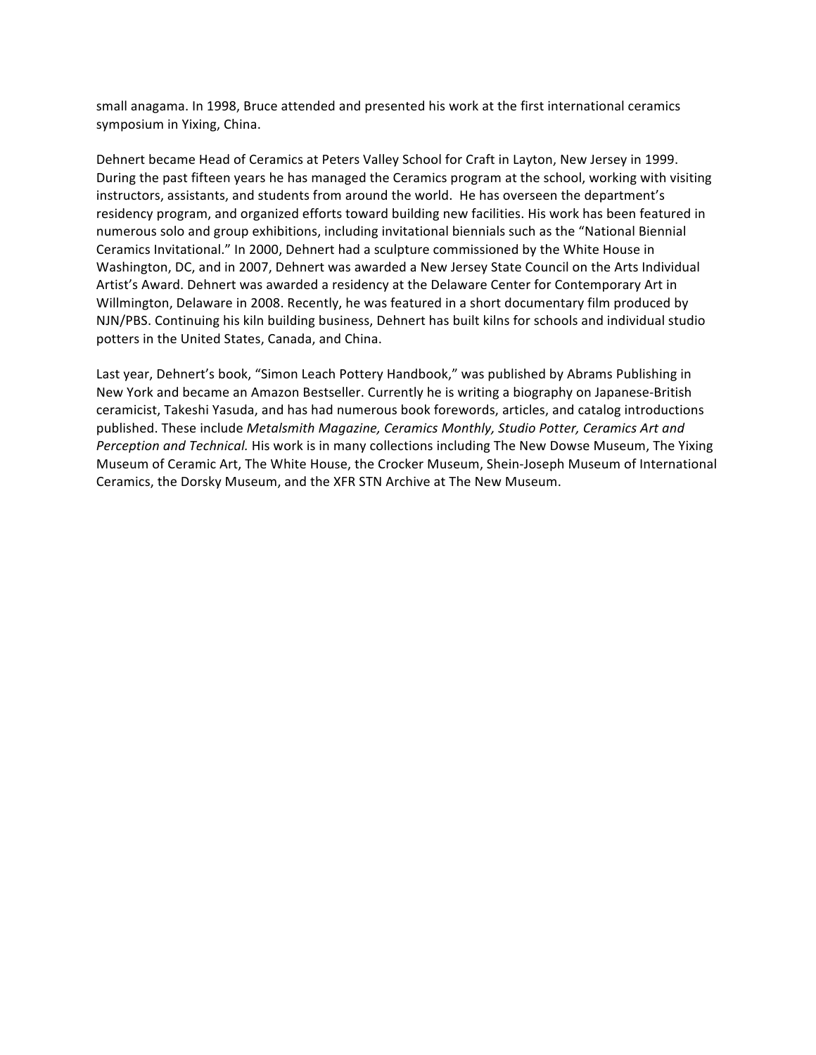small anagama. In 1998, Bruce attended and presented his work at the first international ceramics symposium in Yixing, China.

Dehnert became Head of Ceramics at Peters Valley School for Craft in Layton, New Jersey in 1999. During the past fifteen years he has managed the Ceramics program at the school, working with visiting instructors, assistants, and students from around the world. He has overseen the department's residency program, and organized efforts toward building new facilities. His work has been featured in numerous solo and group exhibitions, including invitational biennials such as the "National Biennial Ceramics Invitational." In 2000, Dehnert had a sculpture commissioned by the White House in Washington, DC, and in 2007, Dehnert was awarded a New Jersey State Council on the Arts Individual Artist's Award. Dehnert was awarded a residency at the Delaware Center for Contemporary Art in Willmington, Delaware in 2008. Recently, he was featured in a short documentary film produced by NJN/PBS. Continuing his kiln building business, Dehnert has built kilns for schools and individual studio potters in the United States, Canada, and China.

Last year, Dehnert's book, "Simon Leach Pottery Handbook," was published by Abrams Publishing in New York and became an Amazon Bestseller. Currently he is writing a biography on Japanese-British ceramicist, Takeshi Yasuda, and has had numerous book forewords, articles, and catalog introductions published. These include *Metalsmith Magazine, Ceramics Monthly, Studio Potter, Ceramics Art and Perception and Technical.* His work is in many collections including The New Dowse Museum, The Yixing Museum of Ceramic Art, The White House, the Crocker Museum, Shein-Joseph Museum of International Ceramics, the Dorsky Museum, and the XFR STN Archive at The New Museum.